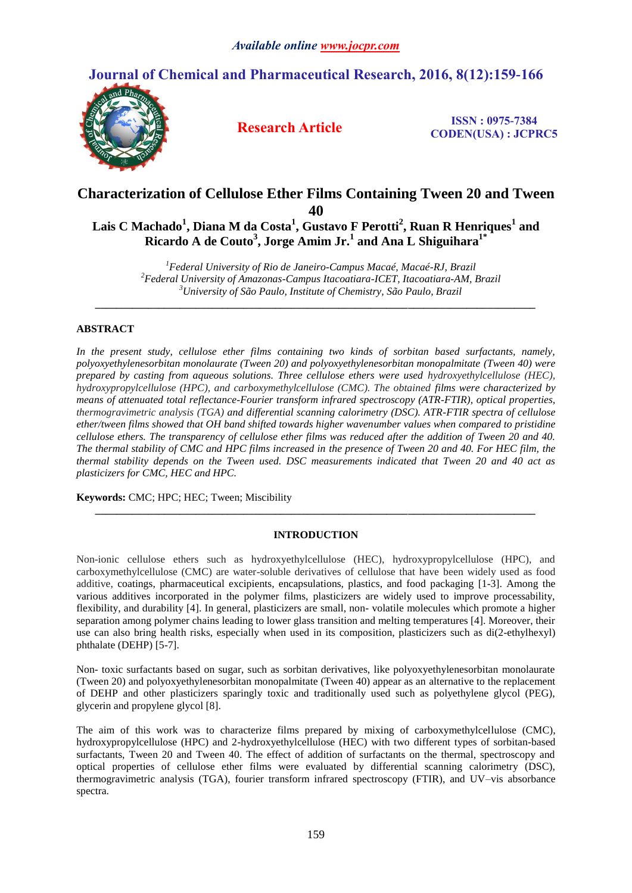Available online www.jocpr.com

# Journal of Chemical and Pharmaceutical Research, 2016, 8(12):159-166

**Research Article**

**ISSN : 0975-7384**
**CODEN(USA) : JCPRC5**

# Characterization of Cellulose Ether Films Containing Tween 20 and Tween 40

**Lais C Machado[1], Diana M da Costa[1], Gustavo F Perotti[2], Ruan R Henriques[1] and Ricardo A de Couto[3], Jorge Amim Jr.[1] and Ana L Shiguihara[1*]**

[1]*Federal University of Rio de Janeiro-Campus Macaé, Macaé-RJ, Brazil*
[2]*Federal University of Amazonas-Campus Itacoatiara-ICET, Itacoatiara-AM, Brazil*
[3]*University of São Paulo, Institute of Chemistry, São Paulo, Brazil*

---

## ABSTRACT

*In the present study, cellulose ether films containing two kinds of sorbitan based surfactants, namely, polyoxyethylenesorbitan monolaurate (Tween 20) and polyoxyethylenesorbitan monopalmitate (Tween 40) were prepared by casting from aqueous solutions. Three cellulose ethers were used hydroxyethylcellulose (HEC), hydroxypropylcellulose (HPC), and carboxymethylcellulose (CMC). The obtained films were characterized by means of attenuated total reflectance-Fourier transform infrared spectroscopy (ATR-FTIR), optical properties, thermogravimetric analysis (TGA) and differential scanning calorimetry (DSC). ATR-FTIR spectra of cellulose ether/tween films showed that OH band shifted towards higher wavenumber values when compared to pristidine cellulose ethers. The transparency of cellulose ether films was reduced after the addition of Tween 20 and 40. The thermal stability of CMC and HPC films increased in the presence of Tween 20 and 40. For HEC film, the thermal stability depends on the Tween used. DSC measurements indicated that Tween 20 and 40 act as plasticizers for CMC, HEC and HPC.*

**Keywords:** CMC; HPC; HEC; Tween; Miscibility

---

## INTRODUCTION

Non-ionic cellulose ethers such as hydroxyethylcellulose (HEC), hydroxypropylcellulose (HPC), and carboxymethylcellulose (CMC) are water-soluble derivatives of cellulose that have been widely used as food additive, coatings, pharmaceutical excipients, encapsulations, plastics, and food packaging [1-3]. Among the various additives incorporated in the polymer films, plasticizers are widely used to improve processability, flexibility, and durability [4]. In general, plasticizers are small, non- volatile molecules which promote a higher separation among polymer chains leading to lower glass transition and melting temperatures [4]. Moreover, their use can also bring health risks, especially when used in its composition, plasticizers such as di(2-ethylhexyl) phthalate (DEHP) [5-7].

Non- toxic surfactants based on sugar, such as sorbitan derivatives, like polyoxyethylenesorbitan monolaurate (Tween 20) and polyoxyethylenesorbitan monopalmitate (Tween 40) appear as an alternative to the replacement of DEHP and other plasticizers sparingly toxic and traditionally used such as polyethylene glycol (PEG), glycerin and propylene glycol [8].

The aim of this work was to characterize films prepared by mixing of carboxymethylcellulose (CMC), hydroxypropylcellulose (HPC) and 2-hydroxyethylcellulose (HEC) with two different types of sorbitan-based surfactants, Tween 20 and Tween 40. The effect of addition of surfactants on the thermal, spectroscopy and optical properties of cellulose ether films were evaluated by differential scanning calorimetry (DSC), thermogravimetric analysis (TGA), fourier transform infrared spectroscopy (FTIR), and UV–vis absorbance spectra.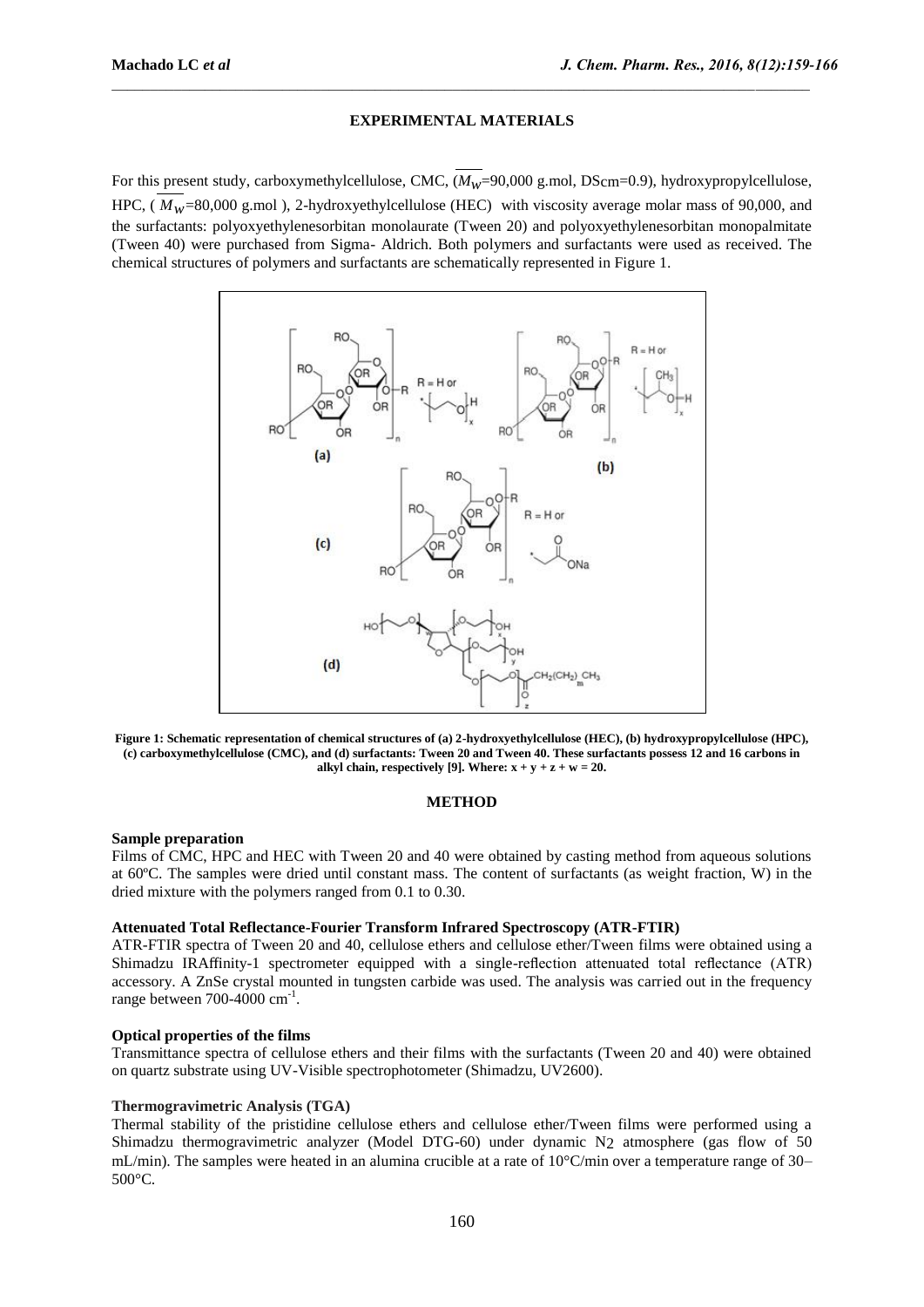## EXPERIMENTAL MATERIALS

For this present study, carboxymethylcellulose, CMC, ($\overline{M_w}$=90,000 g.mol, DScm=0.9), hydroxypropylcellulose, HPC, ( $\overline{M_w}$=80,000 g.mol ), 2-hydroxyethylcellulose (HEC) with viscosity average molar mass of 90,000, and the surfactants: polyoxyethylenesorbitan monolaurate (Tween 20) and polyoxyethylenesorbitan monopalmitate (Tween 40) were purchased from Sigma- Aldrich. Both polymers and surfactants were used as received. The chemical structures of polymers and surfactants are schematically represented in Figure 1.

**Figure 1: Schematic representation of chemical structures of (a) 2-hydroxyethylcellulose (HEC), (b) hydroxypropylcellulose (HPC), (c) carboxymethylcellulose (CMC), and (d) surfactants: Tween 20 and Tween 40. These surfactants possess 12 and 16 carbons in alkyl chain, respectively [9]. Where: x + y + z + w = 20.**

## METHOD

### Sample preparation

Films of CMC, HPC and HEC with Tween 20 and 40 were obtained by casting method from aqueous solutions at 60ºC. The samples were dried until constant mass. The content of surfactants (as weight fraction, W) in the dried mixture with the polymers ranged from 0.1 to 0.30.

### Attenuated Total Reflectance-Fourier Transform Infrared Spectroscopy (ATR-FTIR)

ATR-FTIR spectra of Tween 20 and 40, cellulose ethers and cellulose ether/Tween films were obtained using a Shimadzu IRAffinity-1 spectrometer equipped with a single-reflection attenuated total reflectance (ATR) accessory. A ZnSe crystal mounted in tungsten carbide was used. The analysis was carried out in the frequency range between 700-4000 $cm^{-1}$.

### Optical properties of the films

Transmittance spectra of cellulose ethers and their films with the surfactants (Tween 20 and 40) were obtained on quartz substrate using UV-Visible spectrophotometer (Shimadzu, UV2600).

### Thermogravimetric Analysis (TGA)

Thermal stability of the pristidine cellulose ethers and cellulose ether/Tween films were performed using a Shimadzu thermogravimetric analyzer (Model DTG-60) under dynamic $N_2$ atmosphere (gas flow of 50 mL/min). The samples were heated in an alumina crucible at a rate of 10°C/min over a temperature range of 30–500°C.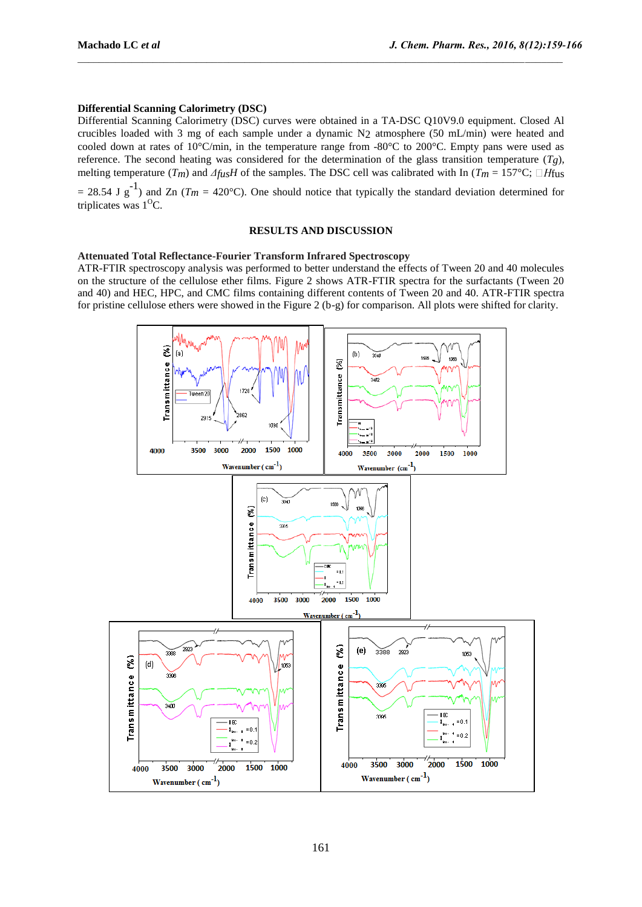### Differential Scanning Calorimetry (DSC)

Differential Scanning Calorimetry (DSC) curves were obtained in a TA-DSC Q10V9.0 equipment. Closed Al crucibles loaded with 3 mg of each sample under a dynamic $N_2$ atmosphere (50 mL/min) were heated and cooled down at rates of 10°C/min, in the temperature range from -80°C to 200°C. Empty pans were used as reference. The second heating was considered for the determination of the glass transition temperature ($T_g$), melting temperature ($T_m$) and $\Delta_{fus}H$ of the samples. The DSC cell was calibrated with In ($T_m$ = 157°C; $\Delta H_{fus}$ = 28.54 J $g^{-1}$) and Zn ($T_m$ = 420°C). One should notice that typically the standard deviation determined for triplicates was 1°C.

## RESULTS AND DISCUSSION

### Attenuated Total Reflectance-Fourier Transform Infrared Spectroscopy

ATR-FTIR spectroscopy analysis was performed to better understand the effects of Tween 20 and 40 molecules on the structure of the cellulose ether films. Figure 2 shows ATR-FTIR spectra for the surfactants (Tween 20 and 40) and HEC, HPC, and CMC films containing different contents of Tween 20 and 40. ATR-FTIR spectra for pristine cellulose ethers were showed in the Figure 2 (b-g) for comparison. All plots were shifted for clarity.

(a)
Transmittance (%)
Tween 20
1728
2915
2862
1090
4000 3500 3000 2000 1500 1000
Wavenumber (cm$^{-1}$)

(b)
Transmittance (%)
3340
1638
1066
3402
4000 3500 3000 2000 1500 1000
Wavenumber (cm$^{-1}$)

(c)
Transmittance (%)
3340
1638
1066
3395
CMC
=0.1
=0.1
4000 3500 3000 2000 1500 1000
Wavenumber (cm$^{-1}$)

(d)
Transmittance (%)
3388
2923
3396
1053
3400
HEC
=0.1
=0.2
4000 3500 3000 2000 1500 1000
Wavenumber (cm$^{-1}$)

(e)
Transmittance (%)
3388
2923
1053
3395
3395
HEC
=0.1
=0.2
4000 3500 3000 2000 1500 1000
Wavenumber (cm$^{-1}$)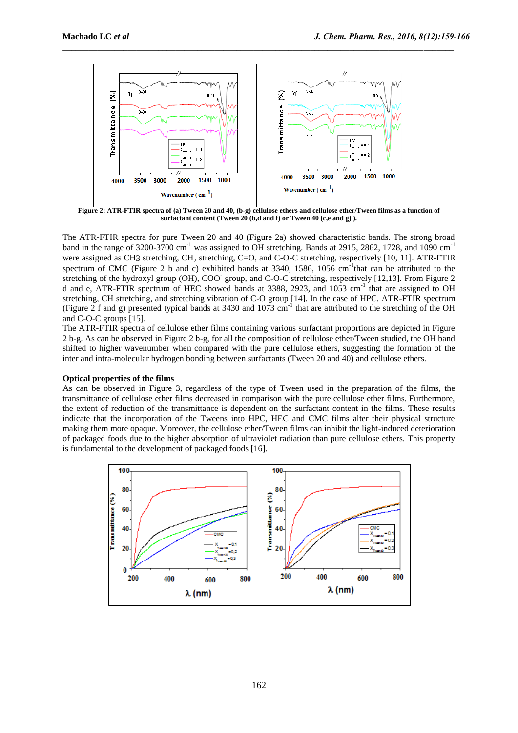(f) 3430 1073 3433

HPC
$X_{Tween 20}$ = 0.1
$X_{Tween 20}$ = 0.2

Transmittance (%)

4000 3500 3000 2000 1500 1000

Wavenumber ($cm^{-1}$)

(g) 3430 1073 3435

HPC
$X_{Tween 40}$ = 0.1
$X_{Tween 40}$ = 0.2

Transmittance (%)

4000 3500 3000 2000 1500 1000

Wavenumber ($cm^{-1}$)

**Figure 2: ATR-FTIR spectra of (a) Tween 20 and 40, (b-g) cellulose ethers and cellulose ether/Tween films as a function of surfactant content (Tween 20 (b,d and f) or Tween 40 (c,e and g) ).**

The ATR-FTIR spectra for pure Tween 20 and 40 (Figure 2a) showed characteristic bands. The strong broad band in the range of 3200-3700 $cm^{-1}$ was assigned to OH stretching. Bands at 2915, 2862, 1728, and 1090 $cm^{-1}$ were assigned as CH3 stretching, $CH_2$ stretching, C=O, and C-O-C stretching, respectively [10, 11]. ATR-FTIR spectrum of CMC (Figure 2 b and c) exhibited bands at 3340, 1586, 1056 $cm^{-1}$that can be attributed to the stretching of the hydroxyl group (OH), $COO^-$ group, and C-O-C stretching, respectively [12,13]. From Figure 2 d and e, ATR-FTIR spectrum of HEC showed bands at 3388, 2923, and 1053 $cm^{-1}$ that are assigned to OH stretching, CH stretching, and stretching vibration of C-O group [14]. In the case of HPC, ATR-FTIR spectrum (Figure 2 f and g) presented typical bands at 3430 and 1073 $cm^{-1}$ that are attributed to the stretching of the OH and C-O-C groups [15].

The ATR-FTIR spectra of cellulose ether films containing various surfactant proportions are depicted in Figure 2 b-g. As can be observed in Figure 2 b-g, for all the composition of cellulose ether/Tween studied, the OH band shifted to higher wavenumber when compared with the pure cellulose ethers, suggesting the formation of the inter and intra-molecular hydrogen bonding between surfactants (Tween 20 and 40) and cellulose ethers.

**Optical properties of the films**

As can be observed in Figure 3, regardless of the type of Tween used in the preparation of the films, the transmittance of cellulose ether films decreased in comparison with the pure cellulose ether films. Furthermore, the extent of reduction of the transmittance is dependent on the surfactant content in the films. These results indicate that the incorporation of the Tweens into HPC, HEC and CMC films alter their physical structure making them more opaque. Moreover, the cellulose ether/Tween films can inhibit the light-induced deterioration of packaged foods due to the higher absorption of ultraviolet radiation than pure cellulose ethers. This property is fundamental to the development of packaged foods [16].

Transmittance (%)

100 80 60 40 20 0

200 400 600 800

λ (nm)

CMC
$X_{Tween 20}$ = 0.1
$X_{Tween 20}$ = 0.2
$X_{Tween 20}$ = 0.3

Transmittance (%)

100 80 60 40 20

200 400 600 800

λ (nm)

CMC
$X_{Tween 40}$ = 0.1
$X_{Tween 40}$ = 0.2
$X_{Tween 40}$ = 0.3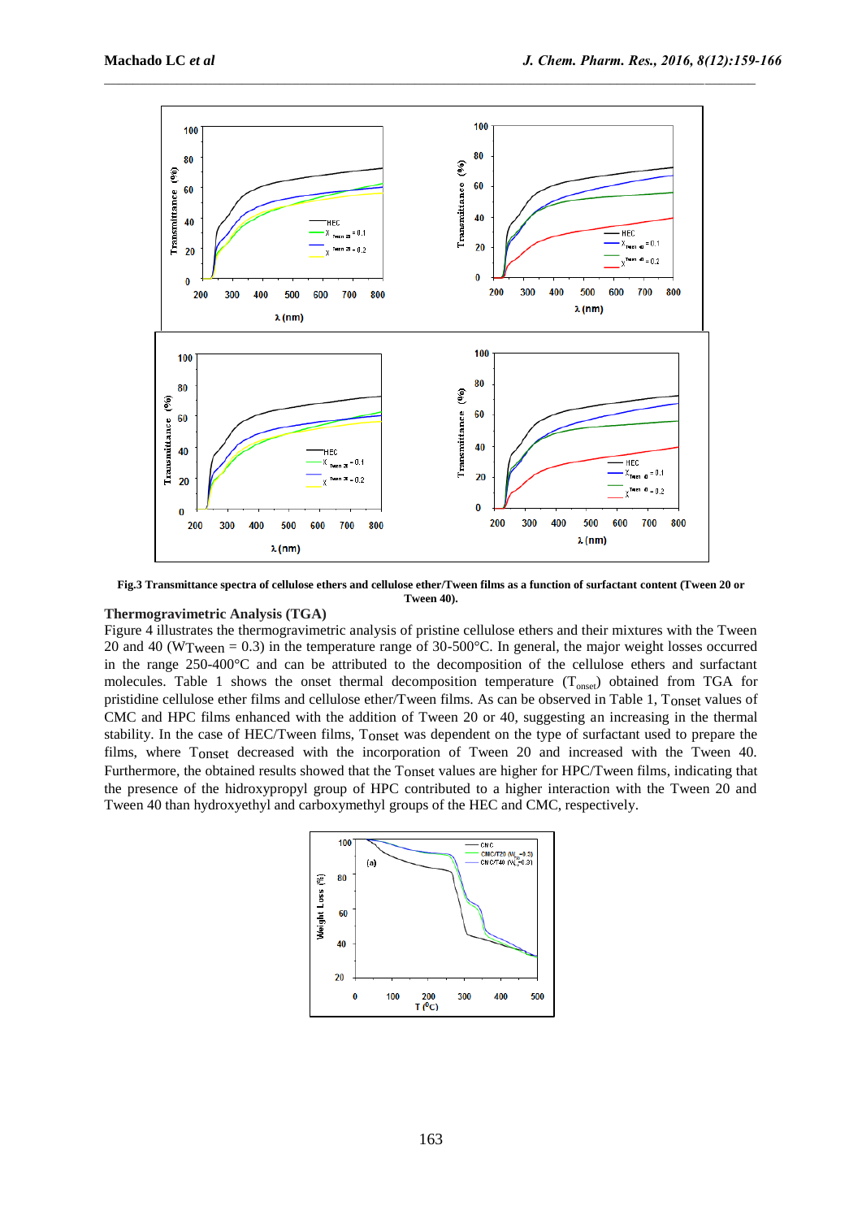100
80
60
40
20
0
Transmittance (%)
200 300 400 500 600 700 800
λ (nm)
HEC
$X_{Tween\ 20} = 0.1$
$X_{Tween\ 20} = 0.2$

100
80
60
40
20
0
Transmittance (%)
200 300 400 500 600 700 800
λ (nm)
HEC
$X_{Tween\ 40} = 0.1$
$X_{Tween\ 40} = 0.2$

100
80
60
40
20
0
Transmittance (%)
200 300 400 500 600 700 800
λ (nm)
HEC
$X_{Tween\ 20} = 0.1$
$X_{Tween\ 20} = 0.2$

100
80
60
40
20
0
Transmittance (%)
200 300 400 500 600 700 800
λ (nm)
HEC
$X_{Tween\ 40} = 0.1$
$X_{Tween\ 40} = 0.2$

**Fig.3 Transmittance spectra of cellulose ethers and cellulose ether/Tween films as a function of surfactant content (Tween 20 or Tween 40).**

### Thermogravimetric Analysis (TGA)

Figure 4 illustrates the thermogravimetric analysis of pristine cellulose ethers and their mixtures with the Tween 20 and 40 ($W_{Tween} = 0.3$) in the temperature range of 30-500°C. In general, the major weight losses occurred in the range 250-400°C and can be attributed to the decomposition of the cellulose ethers and surfactant molecules. Table 1 shows the onset thermal decomposition temperature ($T_{onset}$) obtained from TGA for pristidine cellulose ether films and cellulose ether/Tween films. As can be observed in Table 1, $T_{onset}$ values of CMC and HPC films enhanced with the addition of Tween 20 or 40, suggesting an increasing in the thermal stability. In the case of HEC/Tween films, $T_{onset}$ was dependent on the type of surfactant used to prepare the films, where $T_{onset}$ decreased with the incorporation of Tween 20 and increased with the Tween 40. Furthermore, the obtained results showed that the $T_{onset}$ values are higher for HPC/Tween films, indicating that the presence of the hidroxypropyl group of HPC contributed to a higher interaction with the Tween 20 and Tween 40 than hydroxyethyl and carboxymethyl groups of the HEC and CMC, respectively.

100
80
60
40
20
Weight Loss (%)
(a)
CMC
CMC/T20 ($W_{T20}$=0.3)
CMC/T40 ($W_{T40}$=0.3)
0 100 200 300 400 500
T (°C)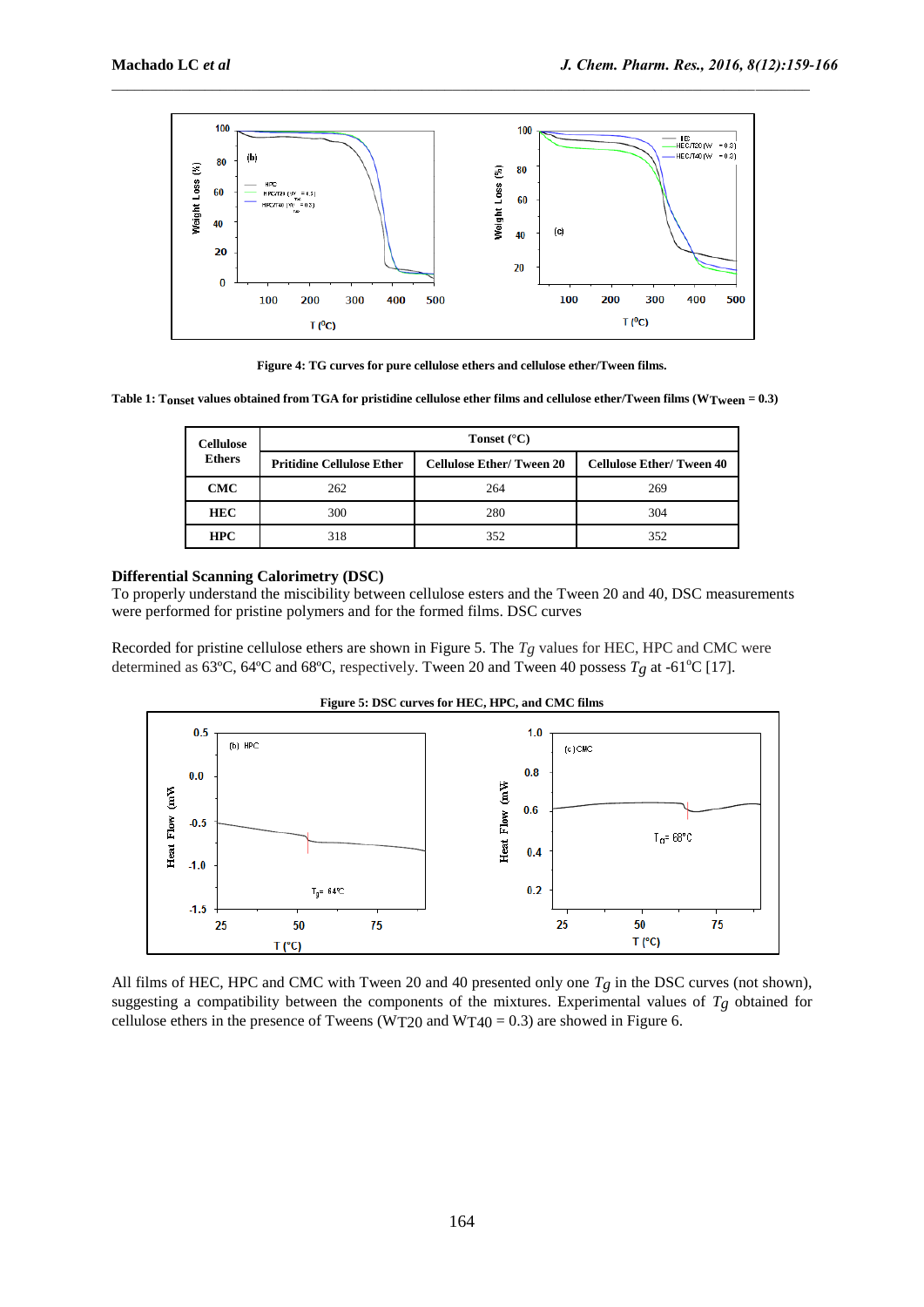(b)

Weight Loss (%)

100
80
60
40
20
0

100 200 300 400 500

T (°C)

HPC
HPC/T20 ($W_{T20}$ = 0.3)
HPC/T40 ($W_{T40}$ = 0.3)

(c)

Weight Loss (%)

100
80
60
40
20

100 200 300 400 500

T (°C)

HEC
HEC/T20 ($W_{T20}$ = 0.3)
HEC/T40 ($W_{T40}$ = 0.3)

**Figure 4: TG curves for pure cellulose ethers and cellulose ether/Tween films.**

**Table 1: $T_{onset}$ values obtained from TGA for pristidine cellulose ether films and cellulose ether/Tween films ($W_{Tween}$ = 0.3)**

| Cellulose Ethers | Tonset (°C) | | |
|---|---|---|---|
| | Pritidine Cellulose Ether | Cellulose Ether/ Tween 20 | Cellulose Ether/ Tween 40 |
| **CMC** | 262 | 264 | 269 |
| **HEC** | 300 | 280 | 304 |
| **HPC** | 318 | 352 | 352 |

### Differential Scanning Calorimetry (DSC)

To properly understand the miscibility between cellulose esters and the Tween 20 and 40, DSC measurements were performed for pristine polymers and for the formed films. DSC curves

Recorded for pristine cellulose ethers are shown in Figure 5. The $Tg$ values for HEC, HPC and CMC were determined as 63ºC, 64ºC and 68ºC, respectively. Tween 20 and Tween 40 possess $Tg$ at -61ºC [17].

**Figure 5: DSC curves for HEC, HPC, and CMC films**

(b) HPC

Heat Flow (mW)

0.5
0.0
-0.5
-1.0
-1.5

25 50 75

T (°C)

$T_g$= 64°C

(c) CMC

Heat Flow (mW)

1.0
0.8
0.6
0.4
0.2

25 50 75

T (°C)

$T_g$= 68°C

All films of HEC, HPC and CMC with Tween 20 and 40 presented only one $Tg$ in the DSC curves (not shown), suggesting a compatibility between the components of the mixtures. Experimental values of $Tg$ obtained for cellulose ethers in the presence of Tweens ($W_{T20}$ and $W_{T40}$ = 0.3) are showed in Figure 6.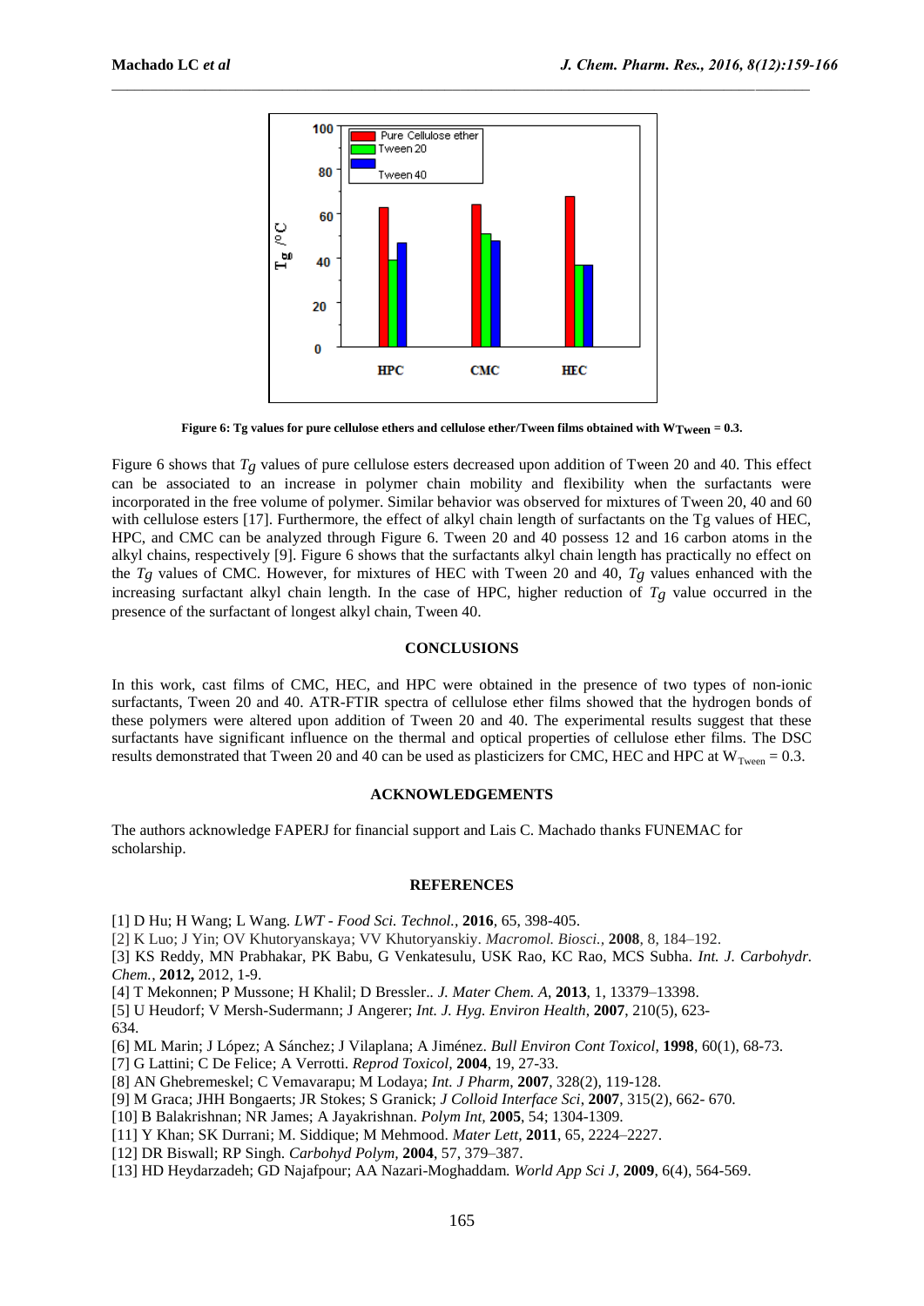100
80
60
40
20
0

$T_g$ /°C

Pure Cellulose ether
Tween 20
Tween 40

HPC
CMC
HEC

**Figure 6: Tg values for pure cellulose ethers and cellulose ether/Tween films obtained with $W_{Tween}$ = 0.3.**

Figure 6 shows that $T_g$ values of pure cellulose esters decreased upon addition of Tween 20 and 40. This effect can be associated to an increase in polymer chain mobility and flexibility when the surfactants were incorporated in the free volume of polymer. Similar behavior was observed for mixtures of Tween 20, 40 and 60 with cellulose esters [17]. Furthermore, the effect of alkyl chain length of surfactants on the Tg values of HEC, HPC, and CMC can be analyzed through Figure 6. Tween 20 and 40 possess 12 and 16 carbon atoms in the alkyl chains, respectively [9]. Figure 6 shows that the surfactants alkyl chain length has practically no effect on the $Tg$ values of CMC. However, for mixtures of HEC with Tween 20 and 40, $Tg$ values enhanced with the increasing surfactant alkyl chain length. In the case of HPC, higher reduction of $Tg$ value occurred in the presence of the surfactant of longest alkyl chain, Tween 40.

## CONCLUSIONS

In this work, cast films of CMC, HEC, and HPC were obtained in the presence of two types of non-ionic surfactants, Tween 20 and 40. ATR-FTIR spectra of cellulose ether films showed that the hydrogen bonds of these polymers were altered upon addition of Tween 20 and 40. The experimental results suggest that these surfactants have significant influence on the thermal and optical properties of cellulose ether films. The DSC results demonstrated that Tween 20 and 40 can be used as plasticizers for CMC, HEC and HPC at $W_{Tween}$ = 0.3.

## ACKNOWLEDGEMENTS

The authors acknowledge FAPERJ for financial support and Lais C. Machado thanks FUNEMAC for scholarship.

## REFERENCES

[1] D Hu; H Wang; L Wang. *LWT - Food Sci. Technol.*, **2016**, 65, 398-405.
[2] K Luo; J Yin; OV Khutoryanskaya; VV Khutoryanskiy. *Macromol. Biosci.*, **2008**, 8, 184–192.
[3] KS Reddy, MN Prabhakar, PK Babu, G Venkatesulu, USK Rao, KC Rao, MCS Subha. *Int. J. Carbohydr. Chem.*, **2012,** 2012, 1-9.
[4] T Mekonnen; P Mussone; H Khalil; D Bressler.. *J. Mater Chem. A*, **2013**, 1, 13379–13398.
[5] U Heudorf; V Mersh-Sudermann; J Angerer; *Int. J. Hyg. Environ Health*, **2007**, 210(5), 623-634.
[6] ML Marin; J López; A Sánchez; J Vilaplana; A Jiménez. *Bull Environ Cont Toxicol*, **1998**, 60(1), 68-73.
[7] G Lattini; C De Felice; A Verrotti. *Reprod Toxicol*, **2004**, 19, 27-33.
[8] AN Ghebremeskel; C Vemavarapu; M Lodaya; *Int. J Pharm*, **2007**, 328(2), 119-128.
[9] M Graca; JHH Bongaerts; JR Stokes; S Granick; *J Colloid Interface Sci*, **2007**, 315(2), 662- 670.
[10] B Balakrishnan; NR James; A Jayakrishnan. *Polym Int*, **2005**, 54; 1304-1309.
[11] Y Khan; SK Durrani; M. Siddique; M Mehmood. *Mater Lett*, **2011**, 65, 2224–2227.
[12] DR Biswall; RP Singh. *Carbohyd Polym*, **2004**, 57, 379–387.
[13] HD Heydarzadeh; GD Najafpour; AA Nazari-Moghaddam. *World App Sci J*, **2009**, 6(4), 564-569.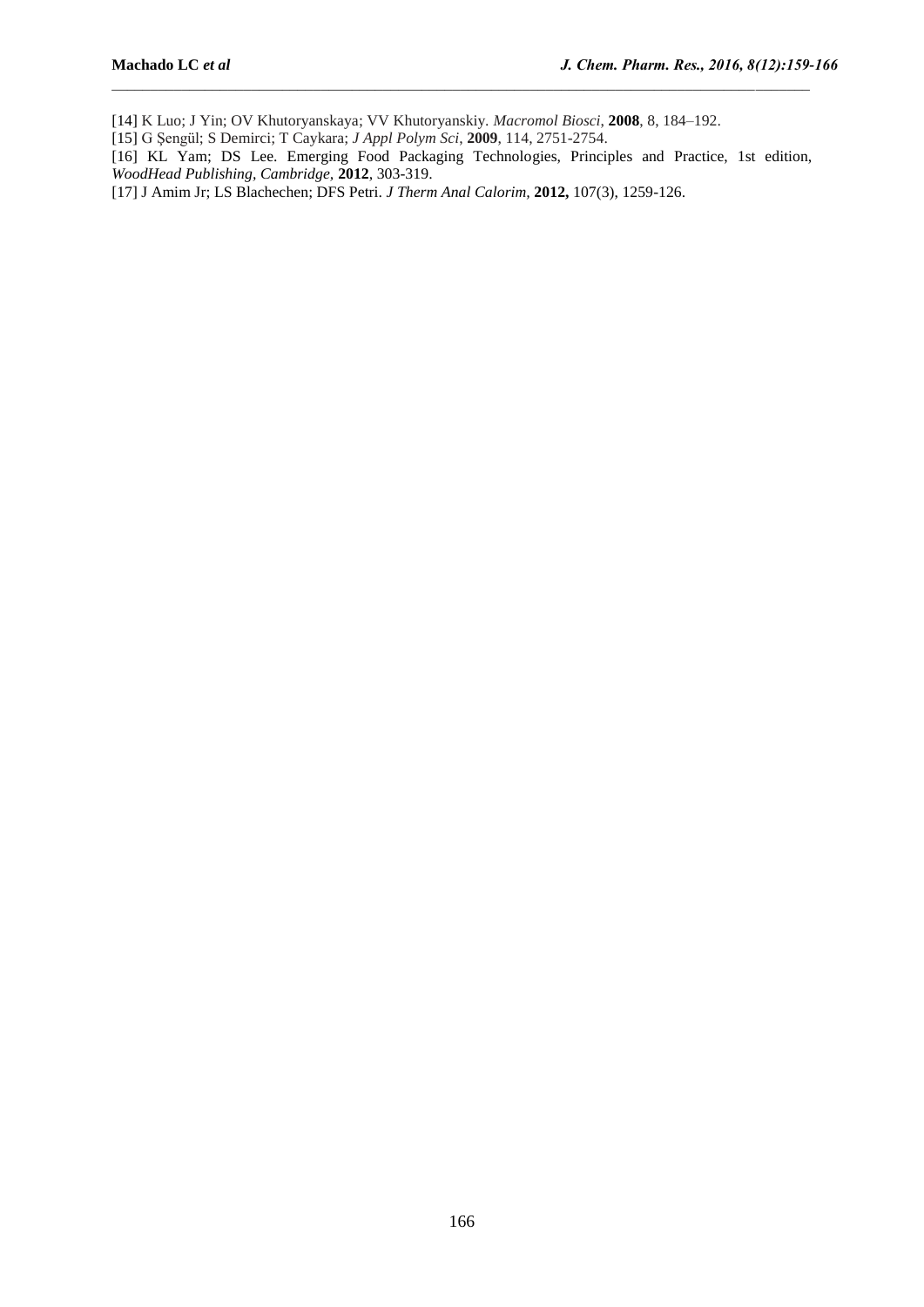[14] K Luo; J Yin; OV Khutoryanskaya; VV Khutoryanskiy. *Macromol Biosci*, **2008**, 8, 184–192.

[15] G Şengül; S Demirci; T Caykara; *J Appl Polym Sci*, **2009**, 114, 2751-2754.

[16] KL Yam; DS Lee. Emerging Food Packaging Technologies, Principles and Practice, 1st edition, *WoodHead Publishing, Cambridge,* **2012**, 303-319.

[17] J Amim Jr; LS Blachechen; DFS Petri. *J Therm Anal Calorim*, **2012,** 107(3), 1259-126.